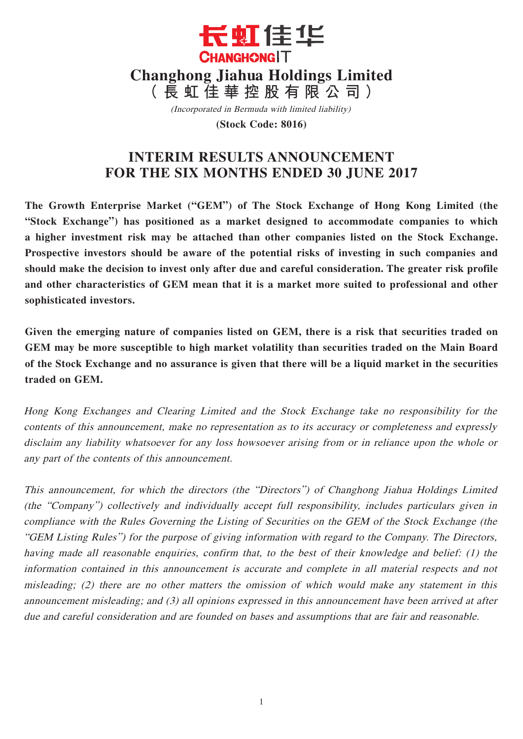長虹佳華
CHANGHONGIT

# Changhong Jiahua Holdings Limited
# （長虹佳華控股有限公司）

*(Incorporated in Bermuda with limited liability)*

**(Stock Code: 8016)**

## INTERIM RESULTS ANNOUNCEMENT FOR THE SIX MONTHS ENDED 30 JUNE 2017

**The Growth Enterprise Market ("GEM") of The Stock Exchange of Hong Kong Limited (the "Stock Exchange") has positioned as a market designed to accommodate companies to which a higher investment risk may be attached than other companies listed on the Stock Exchange. Prospective investors should be aware of the potential risks of investing in such companies and should make the decision to invest only after due and careful consideration. The greater risk profile and other characteristics of GEM mean that it is a market more suited to professional and other sophisticated investors.**

**Given the emerging nature of companies listed on GEM, there is a risk that securities traded on GEM may be more susceptible to high market volatility than securities traded on the Main Board of the Stock Exchange and no assurance is given that there will be a liquid market in the securities traded on GEM.**

*Hong Kong Exchanges and Clearing Limited and the Stock Exchange take no responsibility for the contents of this announcement, make no representation as to its accuracy or completeness and expressly disclaim any liability whatsoever for any loss howsoever arising from or in reliance upon the whole or any part of the contents of this announcement.*

*This announcement, for which the directors (the "Directors") of Changhong Jiahua Holdings Limited (the "Company") collectively and individually accept full responsibility, includes particulars given in compliance with the Rules Governing the Listing of Securities on the GEM of the Stock Exchange (the "GEM Listing Rules") for the purpose of giving information with regard to the Company. The Directors, having made all reasonable enquiries, confirm that, to the best of their knowledge and belief: (1) the information contained in this announcement is accurate and complete in all material respects and not misleading; (2) there are no other matters the omission of which would make any statement in this announcement misleading; and (3) all opinions expressed in this announcement have been arrived at after due and careful consideration and are founded on bases and assumptions that are fair and reasonable.*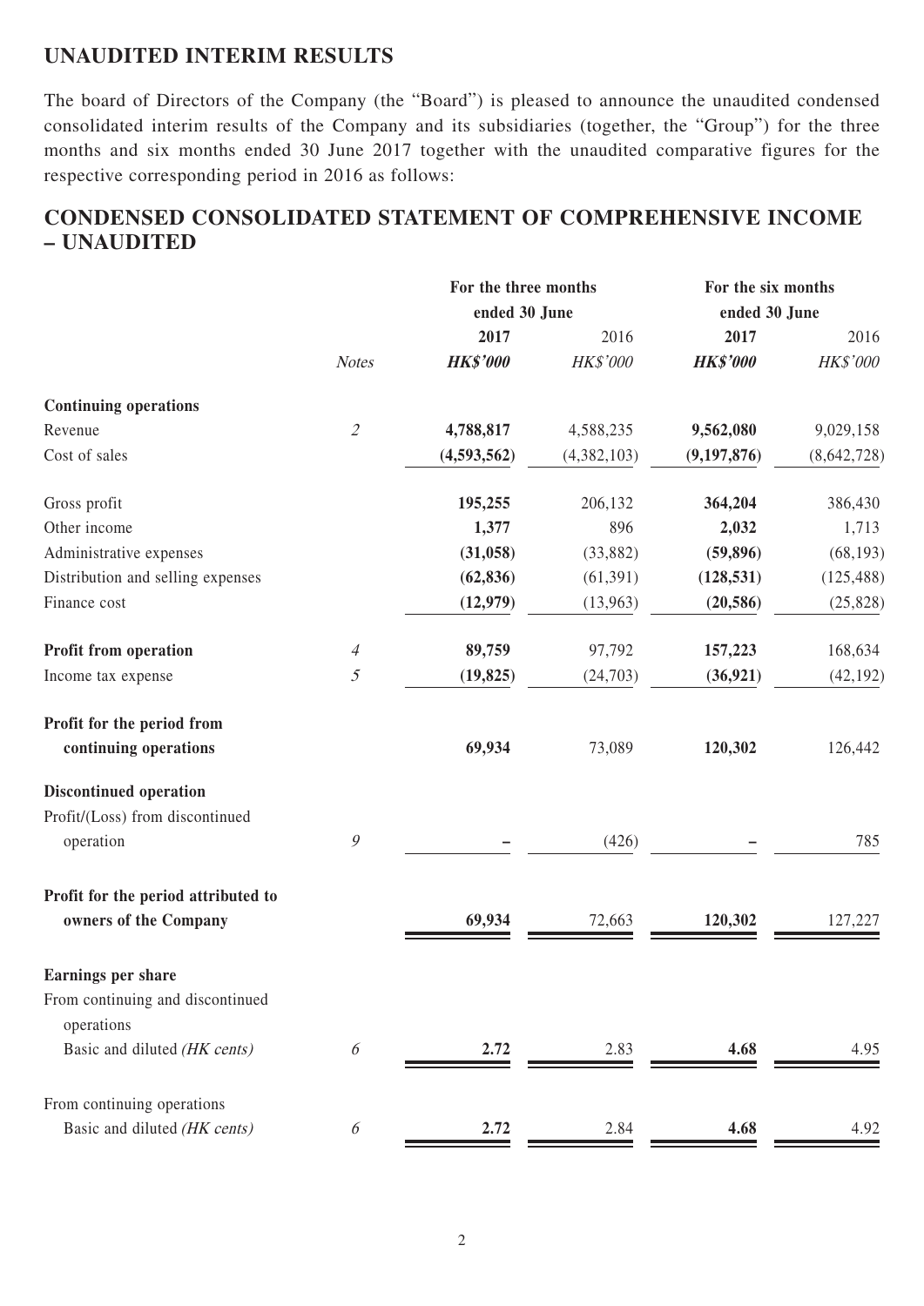## UNAUDITED INTERIM RESULTS

The board of Directors of the Company (the "Board") is pleased to announce the unaudited condensed consolidated interim results of the Company and its subsidiaries (together, the "Group") for the three months and six months ended 30 June 2017 together with the unaudited comparative figures for the respective corresponding period in 2016 as follows:

## CONDENSED CONSOLIDATED STATEMENT OF COMPREHENSIVE INCOME – UNAUDITED

| | | For the three months ended 30 June | | For the six months ended 30 June | |
|---|---|---|---|---|---|
| | | **2017** | 2016 | **2017** | 2016 |
| | *Notes* | ***HK$'000*** | *HK$'000* | ***HK$'000*** | *HK$'000* |
| **Continuing operations** | | | | | |
| Revenue | *2* | **4,788,817** | 4,588,235 | **9,562,080** | 9,029,158 |
| Cost of sales | | **(4,593,562)** | (4,382,103) | **(9,197,876)** | (8,642,728) |
| Gross profit | | **195,255** | 206,132 | **364,204** | 386,430 |
| Other income | | **1,377** | 896 | **2,032** | 1,713 |
| Administrative expenses | | **(31,058)** | (33,882) | **(59,896)** | (68,193) |
| Distribution and selling expenses | | **(62,836)** | (61,391) | **(128,531)** | (125,488) |
| Finance cost | | **(12,979)** | (13,963) | **(20,586)** | (25,828) |
| **Profit from operation** | *4* | **89,759** | 97,792 | **157,223** | 168,634 |
| Income tax expense | *5* | **(19,825)** | (24,703) | **(36,921)** | (42,192) |
| **Profit for the period from continuing operations** | | **69,934** | 73,089 | **120,302** | 126,442 |
| **Discontinued operation** | | | | | |
| Profit/(Loss) from discontinued operation | *9* | **–** | (426) | **–** | 785 |
| **Profit for the period attributed to owners of the Company** | | **69,934** | 72,663 | **120,302** | 127,227 |
| **Earnings per share** | | | | | |
| From continuing and discontinued operations | | | | | |
| Basic and diluted *(HK cents)* | *6* | **2.72** | 2.83 | **4.68** | 4.95 |
| From continuing operations | | | | | |
| Basic and diluted *(HK cents)* | *6* | **2.72** | 2.84 | **4.68** | 4.92 |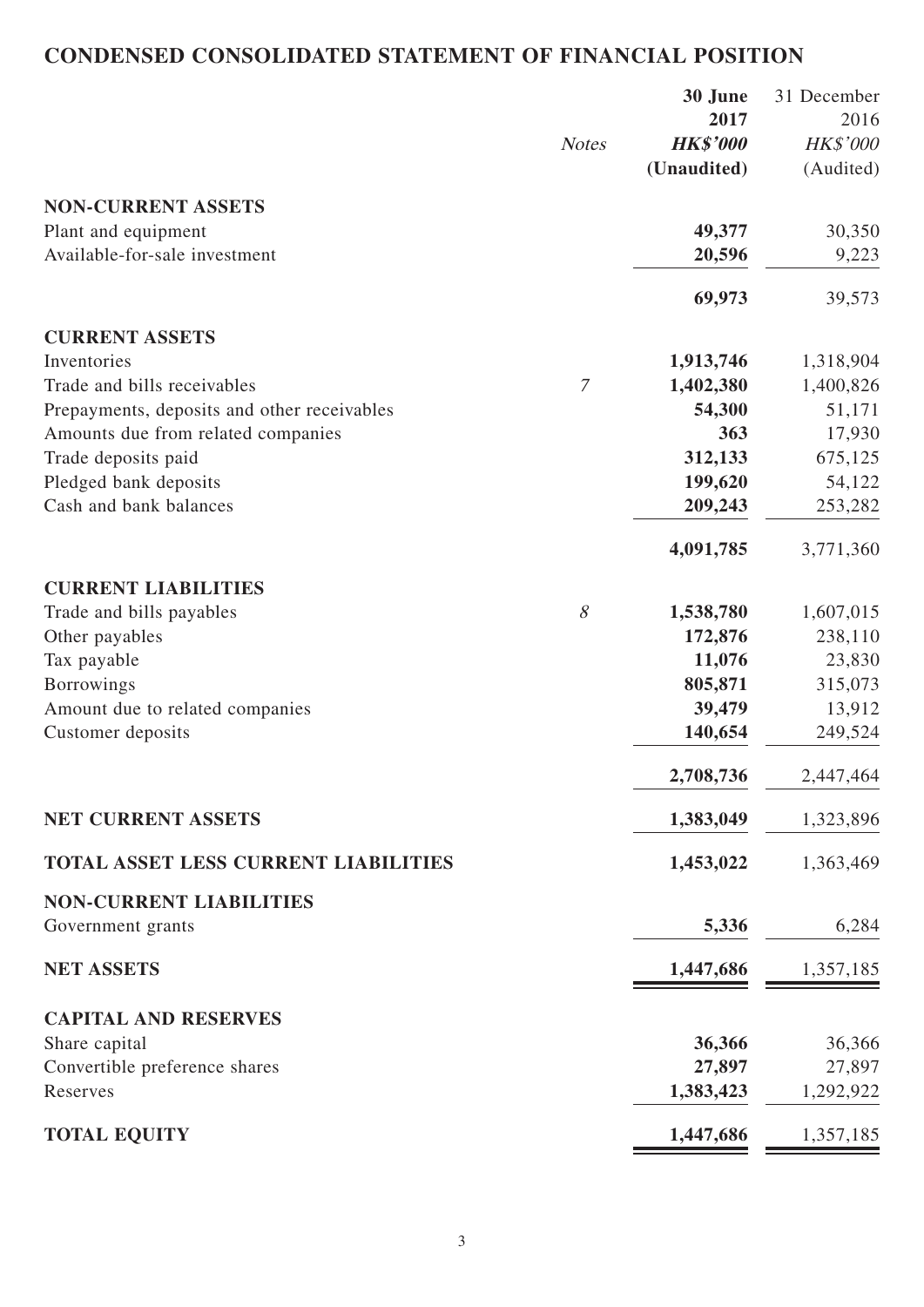# CONDENSED CONSOLIDATED STATEMENT OF FINANCIAL POSITION

| | Notes | 30 June 2017 HK$'000 (Unaudited) | 31 December 2016 HK$'000 (Audited) |
|---|---|---|---|
| **NON-CURRENT ASSETS** | | | |
| Plant and equipment | | **49,377** | 30,350 |
| Available-for-sale investment | | **20,596** | 9,223 |
| | | **69,973** | 39,573 |
| **CURRENT ASSETS** | | | |
| Inventories | | **1,913,746** | 1,318,904 |
| Trade and bills receivables | 7 | **1,402,380** | 1,400,826 |
| Prepayments, deposits and other receivables | | **54,300** | 51,171 |
| Amounts due from related companies | | **363** | 17,930 |
| Trade deposits paid | | **312,133** | 675,125 |
| Pledged bank deposits | | **199,620** | 54,122 |
| Cash and bank balances | | **209,243** | 253,282 |
| | | **4,091,785** | 3,771,360 |
| **CURRENT LIABILITIES** | | | |
| Trade and bills payables | 8 | **1,538,780** | 1,607,015 |
| Other payables | | **172,876** | 238,110 |
| Tax payable | | **11,076** | 23,830 |
| Borrowings | | **805,871** | 315,073 |
| Amount due to related companies | | **39,479** | 13,912 |
| Customer deposits | | **140,654** | 249,524 |
| | | **2,708,736** | 2,447,464 |
| **NET CURRENT ASSETS** | | **1,383,049** | 1,323,896 |
| **TOTAL ASSET LESS CURRENT LIABILITIES** | | **1,453,022** | 1,363,469 |
| **NON-CURRENT LIABILITIES** | | | |
| Government grants | | **5,336** | 6,284 |
| **NET ASSETS** | | **1,447,686** | 1,357,185 |
| **CAPITAL AND RESERVES** | | | |
| Share capital | | **36,366** | 36,366 |
| Convertible preference shares | | **27,897** | 27,897 |
| Reserves | | **1,383,423** | 1,292,922 |
| **TOTAL EQUITY** | | **1,447,686** | 1,357,185 |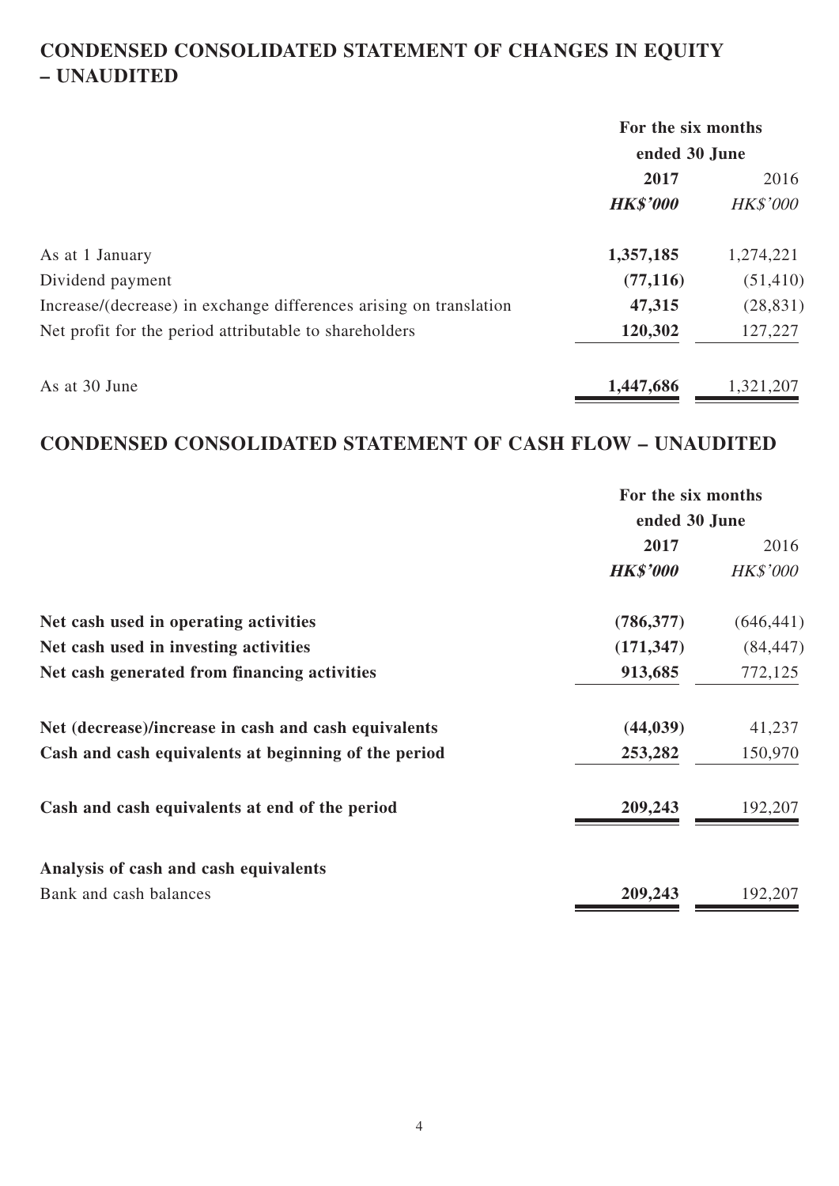## CONDENSED CONSOLIDATED STATEMENT OF CHANGES IN EQUITY – UNAUDITED

| | For the six months ended 30 June | |
|---|---|---|
| | **2017** | 2016 |
| | ***HK$'000*** | *HK$'000* |
| As at 1 January | **1,357,185** | 1,274,221 |
| Dividend payment | **(77,116)** | (51,410) |
| Increase/(decrease) in exchange differences arising on translation | **47,315** | (28,831) |
| Net profit for the period attributable to shareholders | **120,302** | 127,227 |
| As at 30 June | **1,447,686** | 1,321,207 |

## CONDENSED CONSOLIDATED STATEMENT OF CASH FLOW – UNAUDITED

| | For the six months ended 30 June | |
|---|---|---|
| | **2017** | 2016 |
| | ***HK$'000*** | *HK$'000* |
| **Net cash used in operating activities** | **(786,377)** | (646,441) |
| **Net cash used in investing activities** | **(171,347)** | (84,447) |
| **Net cash generated from financing activities** | **913,685** | 772,125 |
| **Net (decrease)/increase in cash and cash equivalents** | **(44,039)** | 41,237 |
| **Cash and cash equivalents at beginning of the period** | **253,282** | 150,970 |
| **Cash and cash equivalents at end of the period** | **209,243** | 192,207 |
| **Analysis of cash and cash equivalents** | | |
| Bank and cash balances | **209,243** | 192,207 |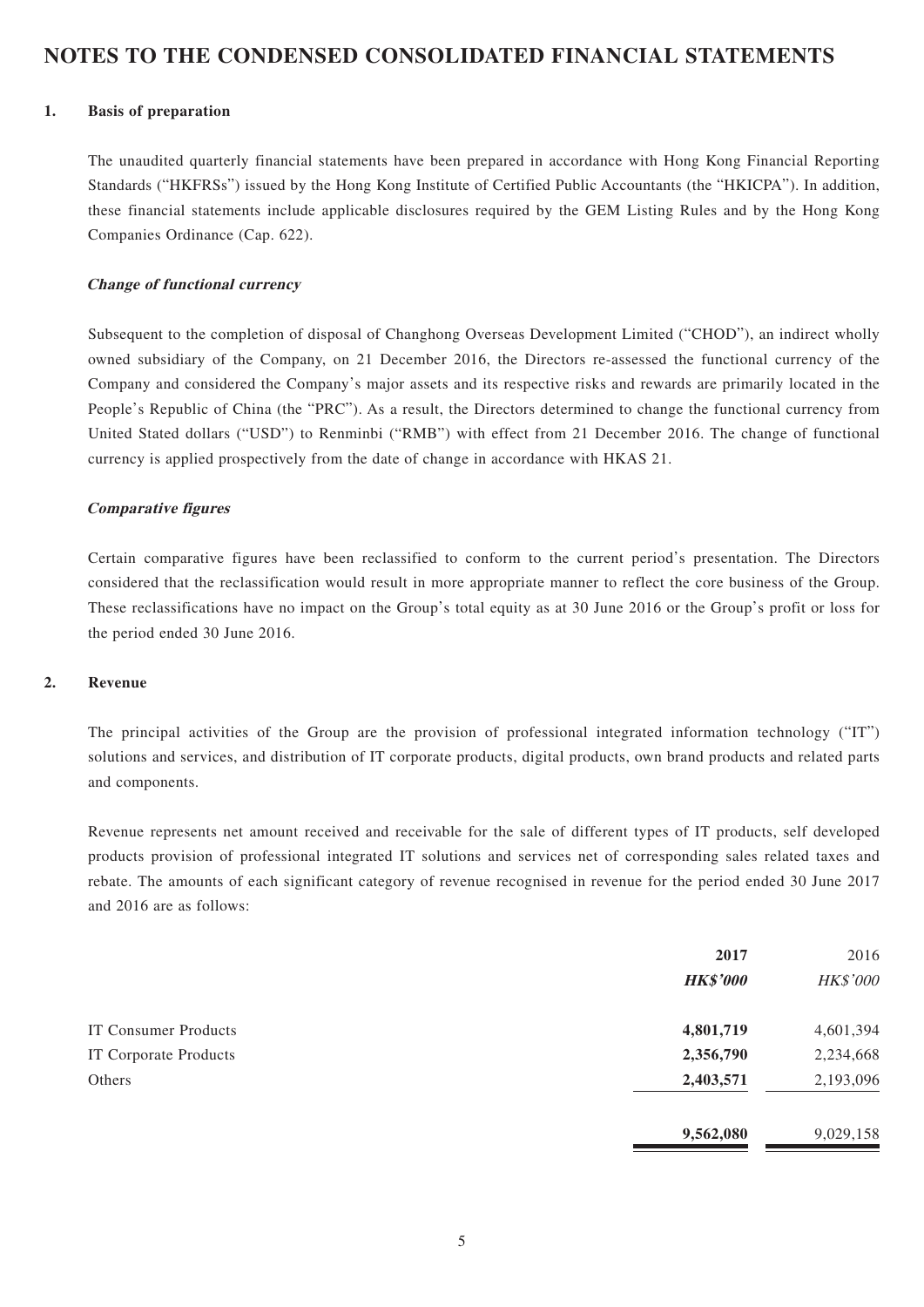# NOTES TO THE CONDENSED CONSOLIDATED FINANCIAL STATEMENTS

## 1. Basis of preparation

The unaudited quarterly financial statements have been prepared in accordance with Hong Kong Financial Reporting Standards ("HKFRSs") issued by the Hong Kong Institute of Certified Public Accountants (the "HKICPA"). In addition, these financial statements include applicable disclosures required by the GEM Listing Rules and by the Hong Kong Companies Ordinance (Cap. 622).

***Change of functional currency***

Subsequent to the completion of disposal of Changhong Overseas Development Limited ("CHOD"), an indirect wholly owned subsidiary of the Company, on 21 December 2016, the Directors re-assessed the functional currency of the Company and considered the Company's major assets and its respective risks and rewards are primarily located in the People's Republic of China (the "PRC"). As a result, the Directors determined to change the functional currency from United Stated dollars ("USD") to Renminbi ("RMB") with effect from 21 December 2016. The change of functional currency is applied prospectively from the date of change in accordance with HKAS 21.

***Comparative figures***

Certain comparative figures have been reclassified to conform to the current period's presentation. The Directors considered that the reclassification would result in more appropriate manner to reflect the core business of the Group. These reclassifications have no impact on the Group's total equity as at 30 June 2016 or the Group's profit or loss for the period ended 30 June 2016.

## 2. Revenue

The principal activities of the Group are the provision of professional integrated information technology ("IT") solutions and services, and distribution of IT corporate products, digital products, own brand products and related parts and components.

Revenue represents net amount received and receivable for the sale of different types of IT products, self developed products provision of professional integrated IT solutions and services net of corresponding sales related taxes and rebate. The amounts of each significant category of revenue recognised in revenue for the period ended 30 June 2017 and 2016 are as follows:

| | **2017** | 2016 |
|---|---|---|
| | ***HK$'000*** | *HK$'000* |
| IT Consumer Products | **4,801,719** | 4,601,394 |
| IT Corporate Products | **2,356,790** | 2,234,668 |
| Others | **2,403,571** | 2,193,096 |
| | **9,562,080** | 9,029,158 |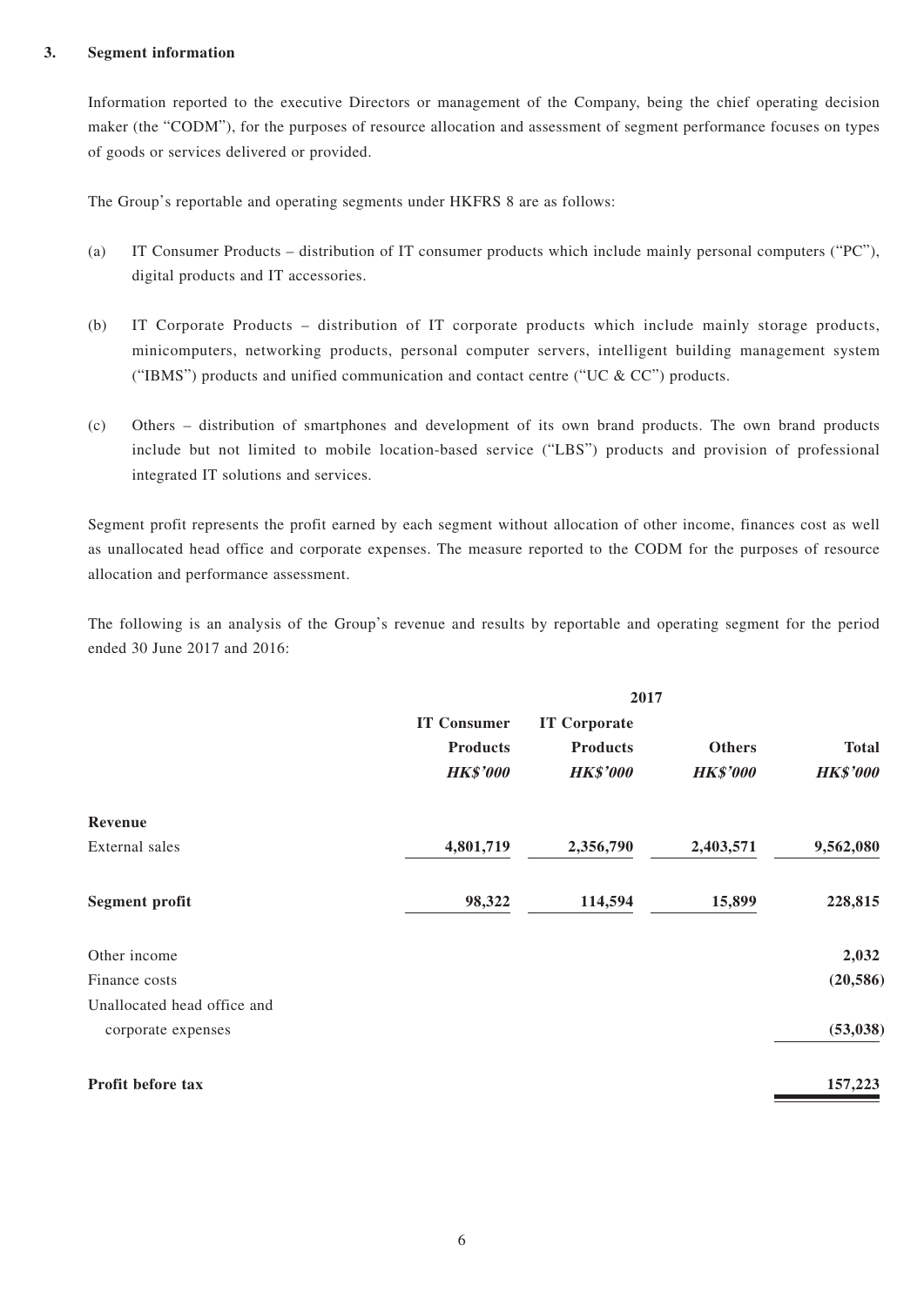### 3. Segment information

Information reported to the executive Directors or management of the Company, being the chief operating decision maker (the "CODM"), for the purposes of resource allocation and assessment of segment performance focuses on types of goods or services delivered or provided.

The Group's reportable and operating segments under HKFRS 8 are as follows:

(a) IT Consumer Products – distribution of IT consumer products which include mainly personal computers ("PC"), digital products and IT accessories.

(b) IT Corporate Products – distribution of IT corporate products which include mainly storage products, minicomputers, networking products, personal computer servers, intelligent building management system ("IBMS") products and unified communication and contact centre ("UC & CC") products.

(c) Others – distribution of smartphones and development of its own brand products. The own brand products include but not limited to mobile location-based service ("LBS") products and provision of professional integrated IT solutions and services.

Segment profit represents the profit earned by each segment without allocation of other income, finances cost as well as unallocated head office and corporate expenses. The measure reported to the CODM for the purposes of resource allocation and performance assessment.

The following is an analysis of the Group's revenue and results by reportable and operating segment for the period ended 30 June 2017 and 2016:

| | 2017 | | | |
|---|---|---|---|---|
| | **IT Consumer Products** | **IT Corporate Products** | **Others** | **Total** |
| | ***HK$'000*** | ***HK$'000*** | ***HK$'000*** | ***HK$'000*** |
| **Revenue** | | | | |
| External sales | **4,801,719** | **2,356,790** | **2,403,571** | **9,562,080** |
| **Segment profit** | **98,322** | **114,594** | **15,899** | **228,815** |
| Other income | | | | **2,032** |
| Finance costs | | | | **(20,586)** |
| Unallocated head office and corporate expenses | | | | **(53,038)** |
| **Profit before tax** | | | | **157,223** |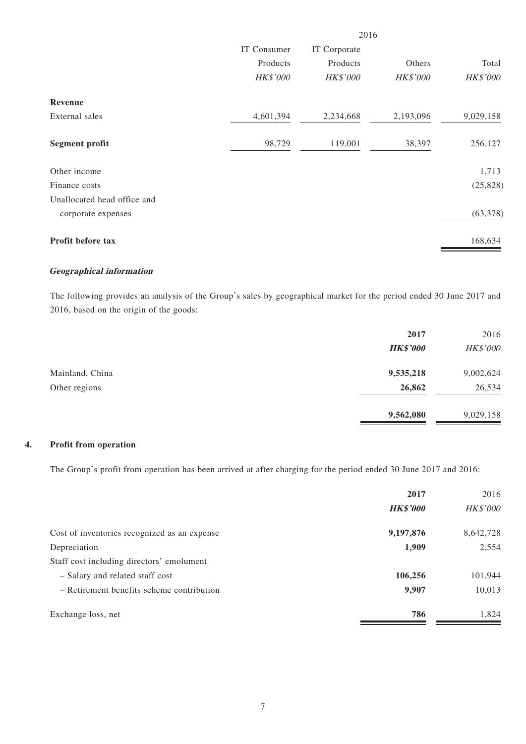| | 2016 | | | |
|---|---|---|---|---|
| | IT Consumer Products | IT Corporate Products | Others | Total |
| | *HK$'000* | *HK$'000* | *HK$'000* | *HK$'000* |
| **Revenue** | | | | |
| External sales | 4,601,394 | 2,234,668 | 2,193,096 | 9,029,158 |
| **Segment profit** | 98,729 | 119,001 | 38,397 | 256,127 |
| Other income | | | | 1,713 |
| Finance costs | | | | (25,828) |
| Unallocated head office and corporate expenses | | | | (63,378) |
| **Profit before tax** | | | | 168,634 |

***Geographical information***

The following provides an analysis of the Group's sales by geographical market for the period ended 30 June 2017 and 2016, based on the origin of the goods:

| | **2017** | 2016 |
|---|---|---|
| | ***HK$'000*** | *HK$'000* |
| Mainland, China | **9,535,218** | 9,002,624 |
| Other regions | **26,862** | 26,534 |
| | **9,562,080** | 9,029,158 |

## 4. Profit from operation

The Group's profit from operation has been arrived at after charging for the period ended 30 June 2017 and 2016:

| | **2017** | 2016 |
|---|---|---|
| | ***HK$'000*** | *HK$'000* |
| Cost of inventories recognized as an expense | **9,197,876** | 8,642,728 |
| Depreciation | **1,909** | 2,554 |
| Staff cost including directors' emolument | | |
| – Salary and related staff cost | **106,256** | 101,944 |
| – Retirement benefits scheme contribution | **9,907** | 10,013 |
| Exchange loss, net | **786** | 1,824 |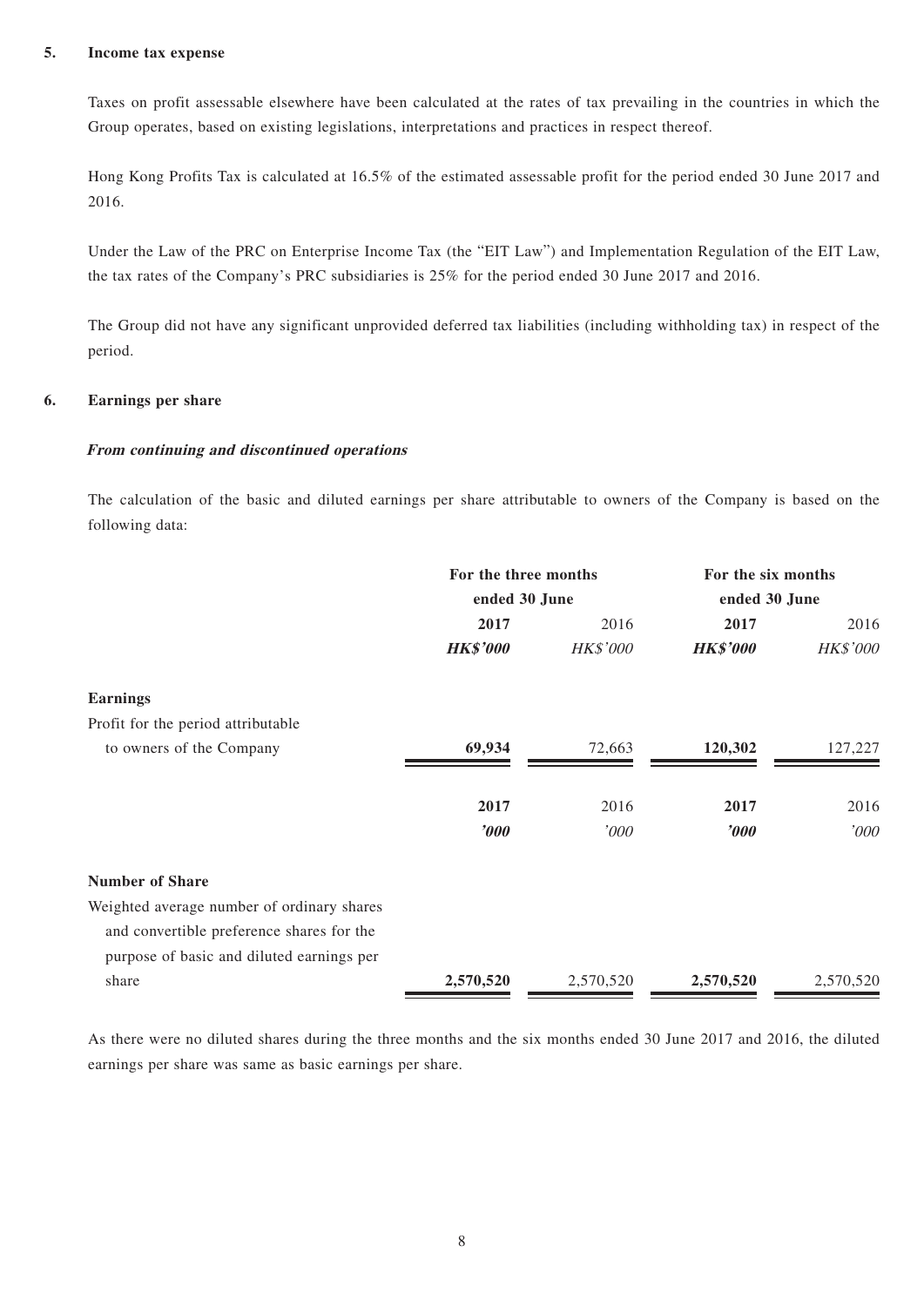## 5. Income tax expense

Taxes on profit assessable elsewhere have been calculated at the rates of tax prevailing in the countries in which the Group operates, based on existing legislations, interpretations and practices in respect thereof.

Hong Kong Profits Tax is calculated at 16.5% of the estimated assessable profit for the period ended 30 June 2017 and 2016.

Under the Law of the PRC on Enterprise Income Tax (the "EIT Law") and Implementation Regulation of the EIT Law, the tax rates of the Company's PRC subsidiaries is 25% for the period ended 30 June 2017 and 2016.

The Group did not have any significant unprovided deferred tax liabilities (including withholding tax) in respect of the period.

## 6. Earnings per share

***From continuing and discontinued operations***

The calculation of the basic and diluted earnings per share attributable to owners of the Company is based on the following data:

| | For the three months ended 30 June | | For the six months ended 30 June | |
|---|---|---|---|---|
| | **2017** | 2016 | **2017** | 2016 |
| | ***HK$'000*** | *HK$'000* | ***HK$'000*** | *HK$'000* |
| **Earnings** | | | | |
| Profit for the period attributable to owners of the Company | **69,934** | 72,663 | **120,302** | 127,227 |
| | **2017** | 2016 | **2017** | 2016 |
| | ***'000*** | *'000* | ***'000*** | *'000* |
| **Number of Share** | | | | |
| Weighted average number of ordinary shares and convertible preference shares for the purpose of basic and diluted earnings per share | **2,570,520** | 2,570,520 | **2,570,520** | 2,570,520 |

As there were no diluted shares during the three months and the six months ended 30 June 2017 and 2016, the diluted earnings per share was same as basic earnings per share.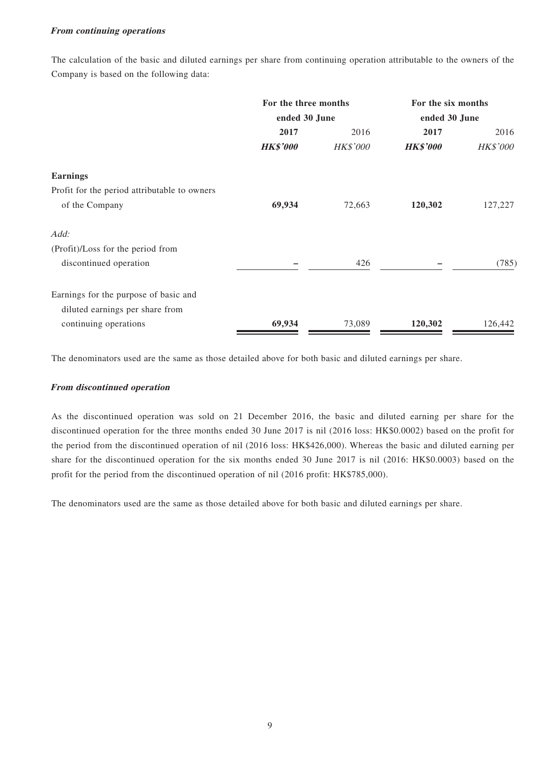***From continuing operations***

The calculation of the basic and diluted earnings per share from continuing operation attributable to the owners of the Company is based on the following data:

| | For the three months ended 30 June | | For the six months ended 30 June | |
|---|---|---|---|---|
| | **2017** | 2016 | **2017** | 2016 |
| | ***HK$'000*** | *HK$'000* | ***HK$'000*** | *HK$'000* |
| **Earnings** | | | | |
| Profit for the period attributable to owners of the Company | **69,934** | 72,663 | **120,302** | 127,227 |
| *Add:* | | | | |
| (Profit)/Loss for the period from discontinued operation | **–** | 426 | **–** | (785) |
| Earnings for the purpose of basic and diluted earnings per share from continuing operations | **69,934** | 73,089 | **120,302** | 126,442 |

The denominators used are the same as those detailed above for both basic and diluted earnings per share.

***From discontinued operation***

As the discontinued operation was sold on 21 December 2016, the basic and diluted earning per share for the discontinued operation for the three months ended 30 June 2017 is nil (2016 loss: HK$0.0002) based on the profit for the period from the discontinued operation of nil (2016 loss: HK$426,000). Whereas the basic and diluted earning per share for the discontinued operation for the six months ended 30 June 2017 is nil (2016: HK$0.0003) based on the profit for the period from the discontinued operation of nil (2016 profit: HK$785,000).

The denominators used are the same as those detailed above for both basic and diluted earnings per share.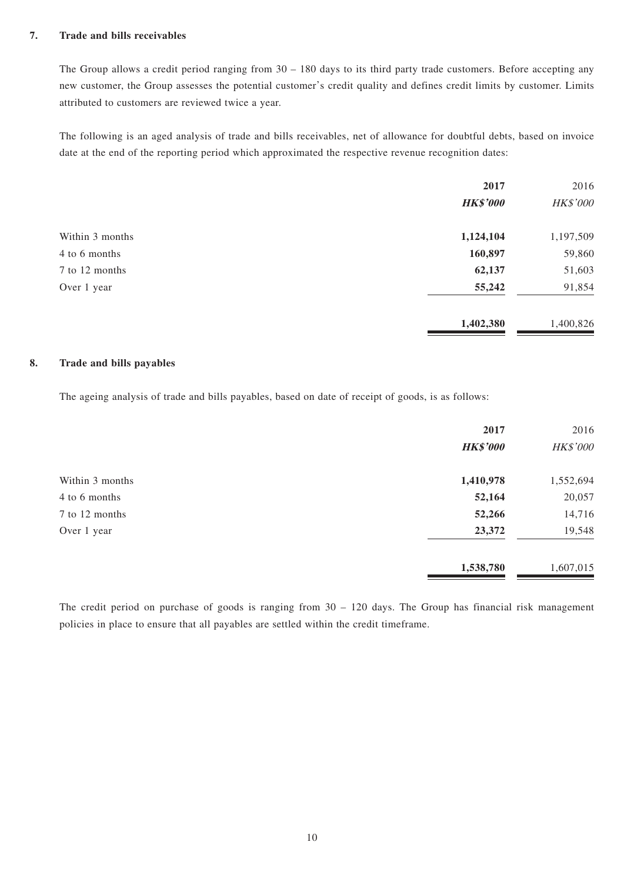### 7. Trade and bills receivables

The Group allows a credit period ranging from 30 – 180 days to its third party trade customers. Before accepting any new customer, the Group assesses the potential customer's credit quality and defines credit limits by customer. Limits attributed to customers are reviewed twice a year.

The following is an aged analysis of trade and bills receivables, net of allowance for doubtful debts, based on invoice date at the end of the reporting period which approximated the respective revenue recognition dates:

| | **2017** | 2016 |
|---|---|---|
| | ***HK$'000*** | *HK$'000* |
| Within 3 months | **1,124,104** | 1,197,509 |
| 4 to 6 months | **160,897** | 59,860 |
| 7 to 12 months | **62,137** | 51,603 |
| Over 1 year | **55,242** | 91,854 |
| | **1,402,380** | 1,400,826 |

### 8. Trade and bills payables

The ageing analysis of trade and bills payables, based on date of receipt of goods, is as follows:

| | **2017** | 2016 |
|---|---|---|
| | ***HK$'000*** | *HK$'000* |
| Within 3 months | **1,410,978** | 1,552,694 |
| 4 to 6 months | **52,164** | 20,057 |
| 7 to 12 months | **52,266** | 14,716 |
| Over 1 year | **23,372** | 19,548 |
| | **1,538,780** | 1,607,015 |

The credit period on purchase of goods is ranging from 30 – 120 days. The Group has financial risk management policies in place to ensure that all payables are settled within the credit timeframe.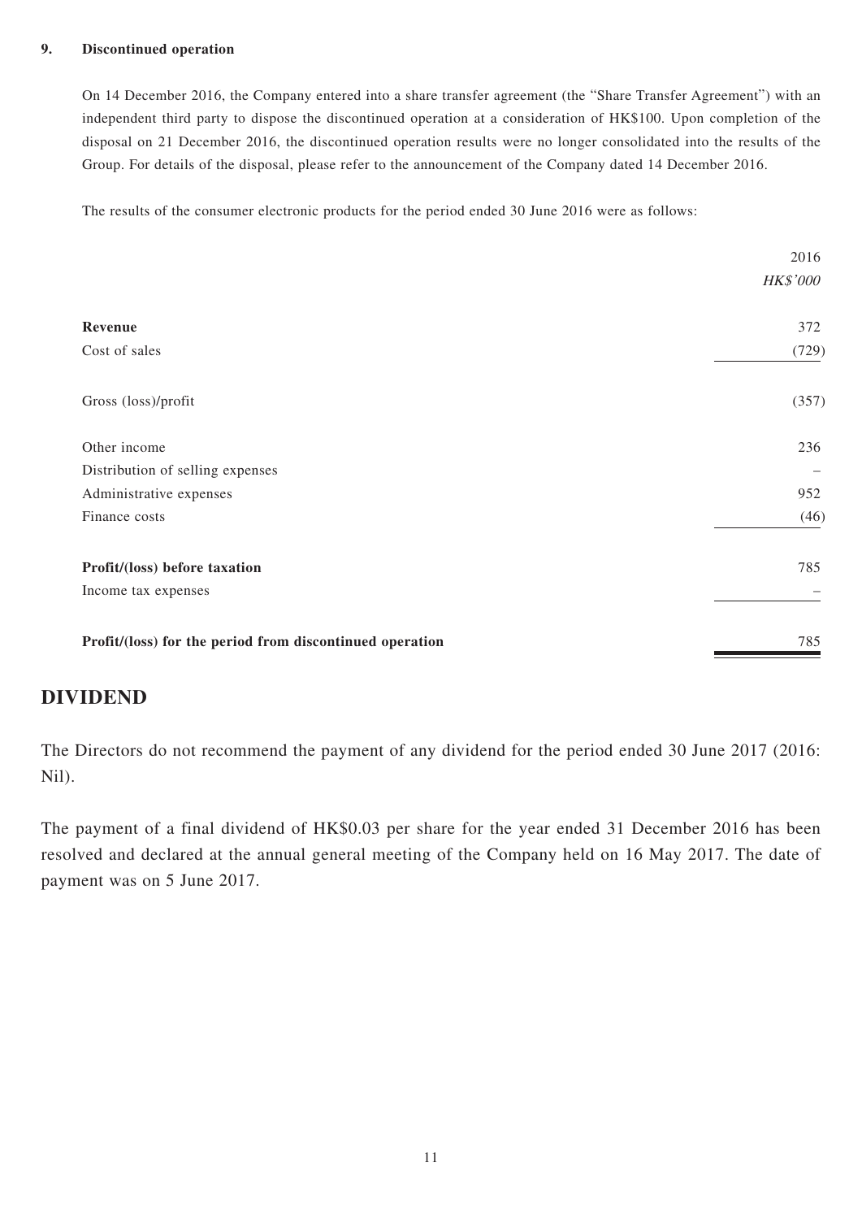**9. Discontinued operation**

On 14 December 2016, the Company entered into a share transfer agreement (the "Share Transfer Agreement") with an independent third party to dispose the discontinued operation at a consideration of HK$100. Upon completion of the disposal on 21 December 2016, the discontinued operation results were no longer consolidated into the results of the Group. For details of the disposal, please refer to the announcement of the Company dated 14 December 2016.

The results of the consumer electronic products for the period ended 30 June 2016 were as follows:

| | 2016 |
|---|---|
| | *HK$'000* |
| **Revenue** | 372 |
| Cost of sales | (729) |
| Gross (loss)/profit | (357) |
| Other income | 236 |
| Distribution of selling expenses | – |
| Administrative expenses | 952 |
| Finance costs | (46) |
| **Profit/(loss) before taxation** | 785 |
| Income tax expenses | – |
| **Profit/(loss) for the period from discontinued operation** | 785 |

## DIVIDEND

The Directors do not recommend the payment of any dividend for the period ended 30 June 2017 (2016: Nil).

The payment of a final dividend of HK$0.03 per share for the year ended 31 December 2016 has been resolved and declared at the annual general meeting of the Company held on 16 May 2017. The date of payment was on 5 June 2017.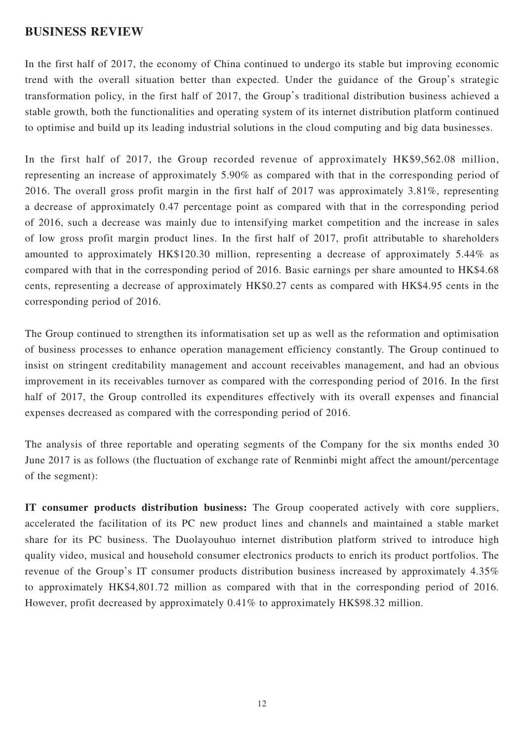## BUSINESS REVIEW

In the first half of 2017, the economy of China continued to undergo its stable but improving economic trend with the overall situation better than expected. Under the guidance of the Group's strategic transformation policy, in the first half of 2017, the Group's traditional distribution business achieved a stable growth, both the functionalities and operating system of its internet distribution platform continued to optimise and build up its leading industrial solutions in the cloud computing and big data businesses.

In the first half of 2017, the Group recorded revenue of approximately HK$9,562.08 million, representing an increase of approximately 5.90% as compared with that in the corresponding period of 2016. The overall gross profit margin in the first half of 2017 was approximately 3.81%, representing a decrease of approximately 0.47 percentage point as compared with that in the corresponding period of 2016, such a decrease was mainly due to intensifying market competition and the increase in sales of low gross profit margin product lines. In the first half of 2017, profit attributable to shareholders amounted to approximately HK$120.30 million, representing a decrease of approximately 5.44% as compared with that in the corresponding period of 2016. Basic earnings per share amounted to HK$4.68 cents, representing a decrease of approximately HK$0.27 cents as compared with HK$4.95 cents in the corresponding period of 2016.

The Group continued to strengthen its informatisation set up as well as the reformation and optimisation of business processes to enhance operation management efficiency constantly. The Group continued to insist on stringent creditability management and account receivables management, and had an obvious improvement in its receivables turnover as compared with the corresponding period of 2016. In the first half of 2017, the Group controlled its expenditures effectively with its overall expenses and financial expenses decreased as compared with the corresponding period of 2016.

The analysis of three reportable and operating segments of the Company for the six months ended 30 June 2017 is as follows (the fluctuation of exchange rate of Renminbi might affect the amount/percentage of the segment):

**IT consumer products distribution business:** The Group cooperated actively with core suppliers, accelerated the facilitation of its PC new product lines and channels and maintained a stable market share for its PC business. The Duolayouhuo internet distribution platform strived to introduce high quality video, musical and household consumer electronics products to enrich its product portfolios. The revenue of the Group's IT consumer products distribution business increased by approximately 4.35% to approximately HK$4,801.72 million as compared with that in the corresponding period of 2016. However, profit decreased by approximately 0.41% to approximately HK$98.32 million.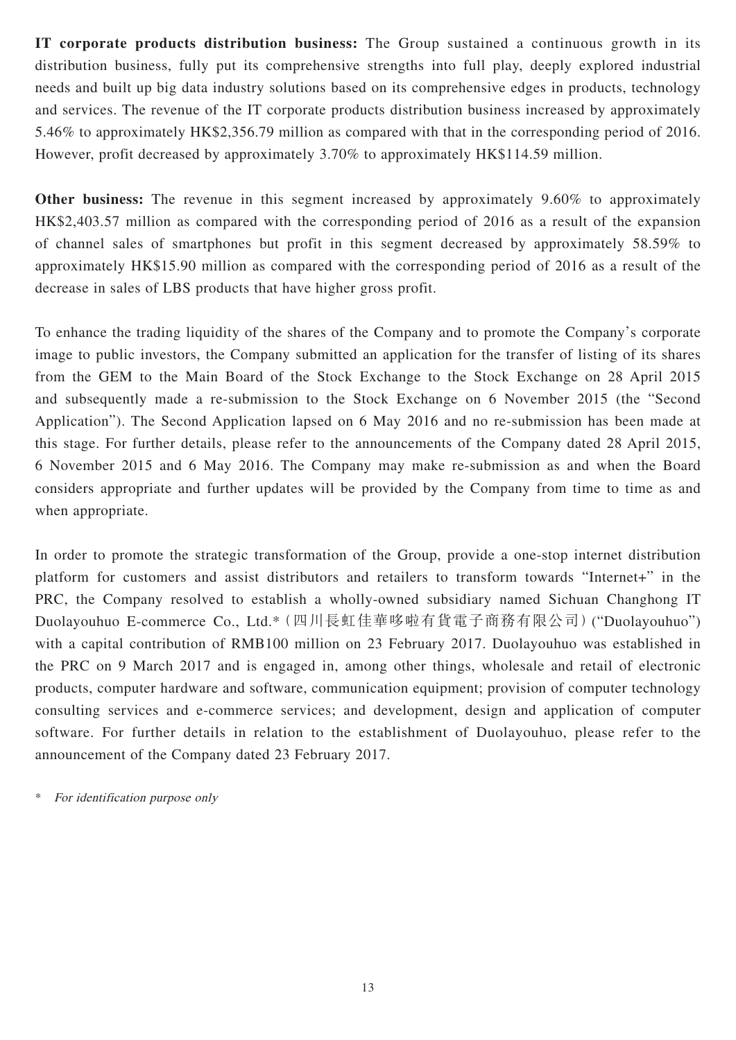**IT corporate products distribution business:** The Group sustained a continuous growth in its distribution business, fully put its comprehensive strengths into full play, deeply explored industrial needs and built up big data industry solutions based on its comprehensive edges in products, technology and services. The revenue of the IT corporate products distribution business increased by approximately 5.46% to approximately HK$2,356.79 million as compared with that in the corresponding period of 2016. However, profit decreased by approximately 3.70% to approximately HK$114.59 million.

**Other business:** The revenue in this segment increased by approximately 9.60% to approximately HK$2,403.57 million as compared with the corresponding period of 2016 as a result of the expansion of channel sales of smartphones but profit in this segment decreased by approximately 58.59% to approximately HK$15.90 million as compared with the corresponding period of 2016 as a result of the decrease in sales of LBS products that have higher gross profit.

To enhance the trading liquidity of the shares of the Company and to promote the Company's corporate image to public investors, the Company submitted an application for the transfer of listing of its shares from the GEM to the Main Board of the Stock Exchange to the Stock Exchange on 28 April 2015 and subsequently made a re-submission to the Stock Exchange on 6 November 2015 (the "Second Application"). The Second Application lapsed on 6 May 2016 and no re-submission has been made at this stage. For further details, please refer to the announcements of the Company dated 28 April 2015, 6 November 2015 and 6 May 2016. The Company may make re-submission as and when the Board considers appropriate and further updates will be provided by the Company from time to time as and when appropriate.

In order to promote the strategic transformation of the Group, provide a one-stop internet distribution platform for customers and assist distributors and retailers to transform towards "Internet+" in the PRC, the Company resolved to establish a wholly-owned subsidiary named Sichuan Changhong IT Duolayouhuo E-commerce Co., Ltd.*（四川長虹佳華哆啦有貨電子商務有限公司）("Duolayouhuo") with a capital contribution of RMB100 million on 23 February 2017. Duolayouhuo was established in the PRC on 9 March 2017 and is engaged in, among other things, wholesale and retail of electronic products, computer hardware and software, communication equipment; provision of computer technology consulting services and e-commerce services; and development, design and application of computer software. For further details in relation to the establishment of Duolayouhuo, please refer to the announcement of the Company dated 23 February 2017.

\* *For identification purpose only*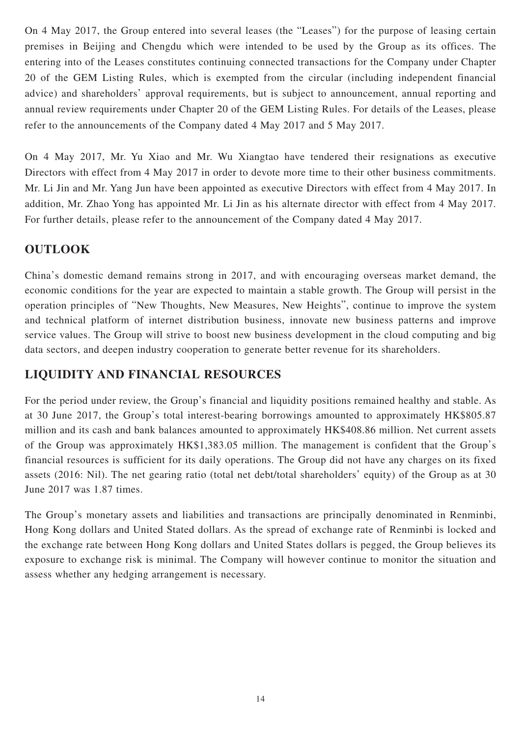On 4 May 2017, the Group entered into several leases (the "Leases") for the purpose of leasing certain premises in Beijing and Chengdu which were intended to be used by the Group as its offices. The entering into of the Leases constitutes continuing connected transactions for the Company under Chapter 20 of the GEM Listing Rules, which is exempted from the circular (including independent financial advice) and shareholders' approval requirements, but is subject to announcement, annual reporting and annual review requirements under Chapter 20 of the GEM Listing Rules. For details of the Leases, please refer to the announcements of the Company dated 4 May 2017 and 5 May 2017.

On 4 May 2017, Mr. Yu Xiao and Mr. Wu Xiangtao have tendered their resignations as executive Directors with effect from 4 May 2017 in order to devote more time to their other business commitments. Mr. Li Jin and Mr. Yang Jun have been appointed as executive Directors with effect from 4 May 2017. In addition, Mr. Zhao Yong has appointed Mr. Li Jin as his alternate director with effect from 4 May 2017. For further details, please refer to the announcement of the Company dated 4 May 2017.

## OUTLOOK

China's domestic demand remains strong in 2017, and with encouraging overseas market demand, the economic conditions for the year are expected to maintain a stable growth. The Group will persist in the operation principles of "New Thoughts, New Measures, New Heights", continue to improve the system and technical platform of internet distribution business, innovate new business patterns and improve service values. The Group will strive to boost new business development in the cloud computing and big data sectors, and deepen industry cooperation to generate better revenue for its shareholders.

## LIQUIDITY AND FINANCIAL RESOURCES

For the period under review, the Group's financial and liquidity positions remained healthy and stable. As at 30 June 2017, the Group's total interest-bearing borrowings amounted to approximately HK$805.87 million and its cash and bank balances amounted to approximately HK$408.86 million. Net current assets of the Group was approximately HK$1,383.05 million. The management is confident that the Group's financial resources is sufficient for its daily operations. The Group did not have any charges on its fixed assets (2016: Nil). The net gearing ratio (total net debt/total shareholders' equity) of the Group as at 30 June 2017 was 1.87 times.

The Group's monetary assets and liabilities and transactions are principally denominated in Renminbi, Hong Kong dollars and United Stated dollars. As the spread of exchange rate of Renminbi is locked and the exchange rate between Hong Kong dollars and United States dollars is pegged, the Group believes its exposure to exchange risk is minimal. The Company will however continue to monitor the situation and assess whether any hedging arrangement is necessary.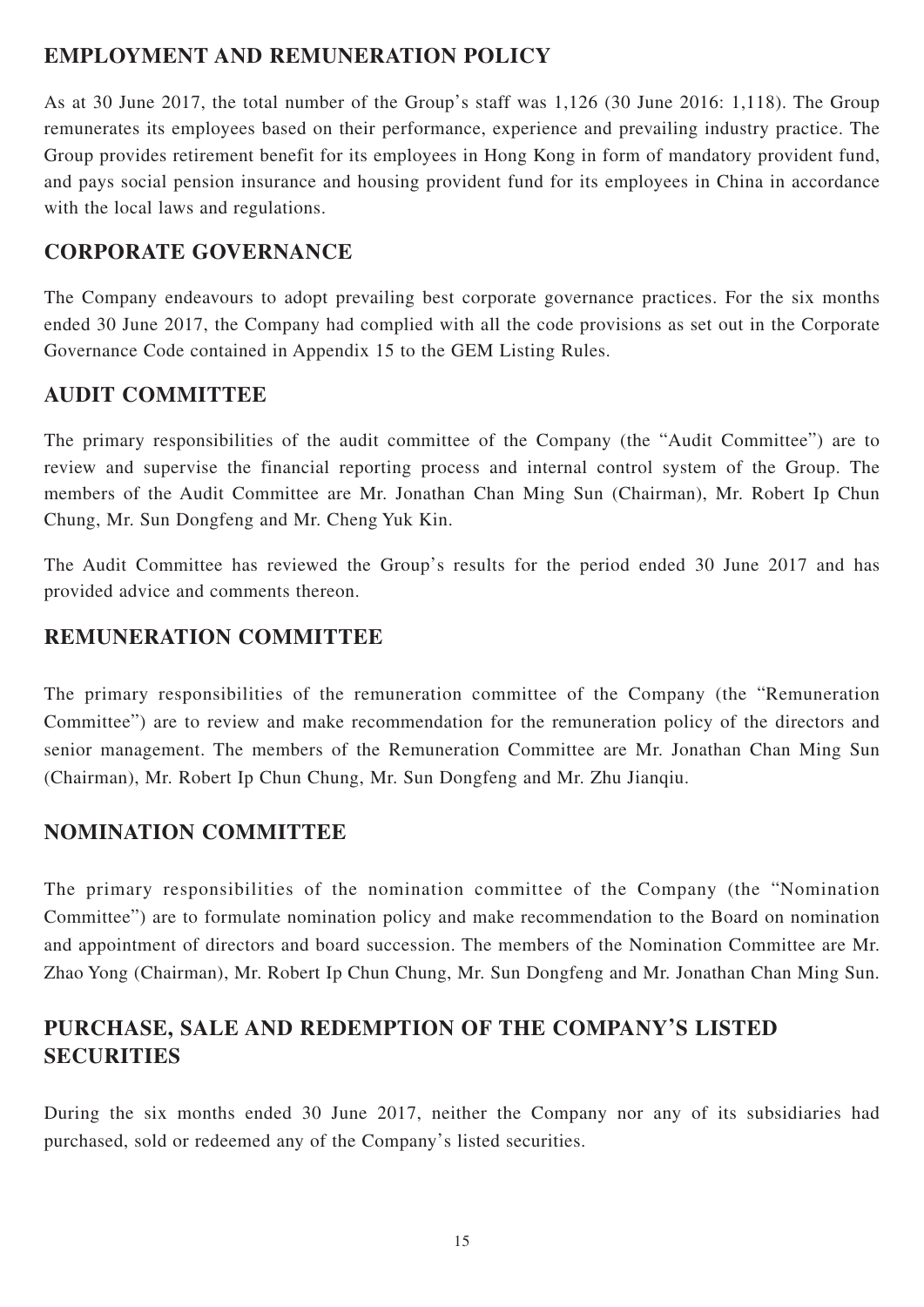## EMPLOYMENT AND REMUNERATION POLICY

As at 30 June 2017, the total number of the Group's staff was 1,126 (30 June 2016: 1,118). The Group remunerates its employees based on their performance, experience and prevailing industry practice. The Group provides retirement benefit for its employees in Hong Kong in form of mandatory provident fund, and pays social pension insurance and housing provident fund for its employees in China in accordance with the local laws and regulations.

## CORPORATE GOVERNANCE

The Company endeavours to adopt prevailing best corporate governance practices. For the six months ended 30 June 2017, the Company had complied with all the code provisions as set out in the Corporate Governance Code contained in Appendix 15 to the GEM Listing Rules.

## AUDIT COMMITTEE

The primary responsibilities of the audit committee of the Company (the "Audit Committee") are to review and supervise the financial reporting process and internal control system of the Group. The members of the Audit Committee are Mr. Jonathan Chan Ming Sun (Chairman), Mr. Robert Ip Chun Chung, Mr. Sun Dongfeng and Mr. Cheng Yuk Kin.

The Audit Committee has reviewed the Group's results for the period ended 30 June 2017 and has provided advice and comments thereon.

## REMUNERATION COMMITTEE

The primary responsibilities of the remuneration committee of the Company (the "Remuneration Committee") are to review and make recommendation for the remuneration policy of the directors and senior management. The members of the Remuneration Committee are Mr. Jonathan Chan Ming Sun (Chairman), Mr. Robert Ip Chun Chung, Mr. Sun Dongfeng and Mr. Zhu Jianqiu.

## NOMINATION COMMITTEE

The primary responsibilities of the nomination committee of the Company (the "Nomination Committee") are to formulate nomination policy and make recommendation to the Board on nomination and appointment of directors and board succession. The members of the Nomination Committee are Mr. Zhao Yong (Chairman), Mr. Robert Ip Chun Chung, Mr. Sun Dongfeng and Mr. Jonathan Chan Ming Sun.

## PURCHASE, SALE AND REDEMPTION OF THE COMPANY'S LISTED SECURITIES

During the six months ended 30 June 2017, neither the Company nor any of its subsidiaries had purchased, sold or redeemed any of the Company's listed securities.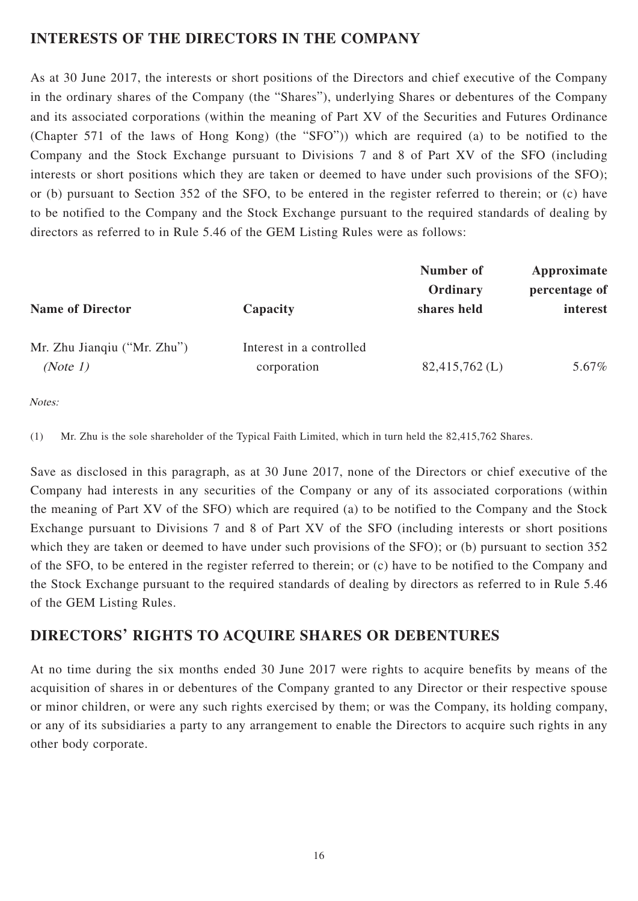## INTERESTS OF THE DIRECTORS IN THE COMPANY

As at 30 June 2017, the interests or short positions of the Directors and chief executive of the Company in the ordinary shares of the Company (the "Shares"), underlying Shares or debentures of the Company and its associated corporations (within the meaning of Part XV of the Securities and Futures Ordinance (Chapter 571 of the laws of Hong Kong) (the "SFO")) which are required (a) to be notified to the Company and the Stock Exchange pursuant to Divisions 7 and 8 of Part XV of the SFO (including interests or short positions which they are taken or deemed to have under such provisions of the SFO); or (b) pursuant to Section 352 of the SFO, to be entered in the register referred to therein; or (c) have to be notified to the Company and the Stock Exchange pursuant to the required standards of dealing by directors as referred to in Rule 5.46 of the GEM Listing Rules were as follows:

| Name of Director | Capacity | Number of Ordinary shares held | Approximate percentage of interest |
|---|---|---|---|
| Mr. Zhu Jianqiu ("Mr. Zhu") *(Note 1)* | Interest in a controlled corporation | 82,415,762 (L) | 5.67% |

*Notes:*

(1) Mr. Zhu is the sole shareholder of the Typical Faith Limited, which in turn held the 82,415,762 Shares.

Save as disclosed in this paragraph, as at 30 June 2017, none of the Directors or chief executive of the Company had interests in any securities of the Company or any of its associated corporations (within the meaning of Part XV of the SFO) which are required (a) to be notified to the Company and the Stock Exchange pursuant to Divisions 7 and 8 of Part XV of the SFO (including interests or short positions which they are taken or deemed to have under such provisions of the SFO); or (b) pursuant to section 352 of the SFO, to be entered in the register referred to therein; or (c) have to be notified to the Company and the Stock Exchange pursuant to the required standards of dealing by directors as referred to in Rule 5.46 of the GEM Listing Rules.

## DIRECTORS' RIGHTS TO ACQUIRE SHARES OR DEBENTURES

At no time during the six months ended 30 June 2017 were rights to acquire benefits by means of the acquisition of shares in or debentures of the Company granted to any Director or their respective spouse or minor children, or were any such rights exercised by them; or was the Company, its holding company, or any of its subsidiaries a party to any arrangement to enable the Directors to acquire such rights in any other body corporate.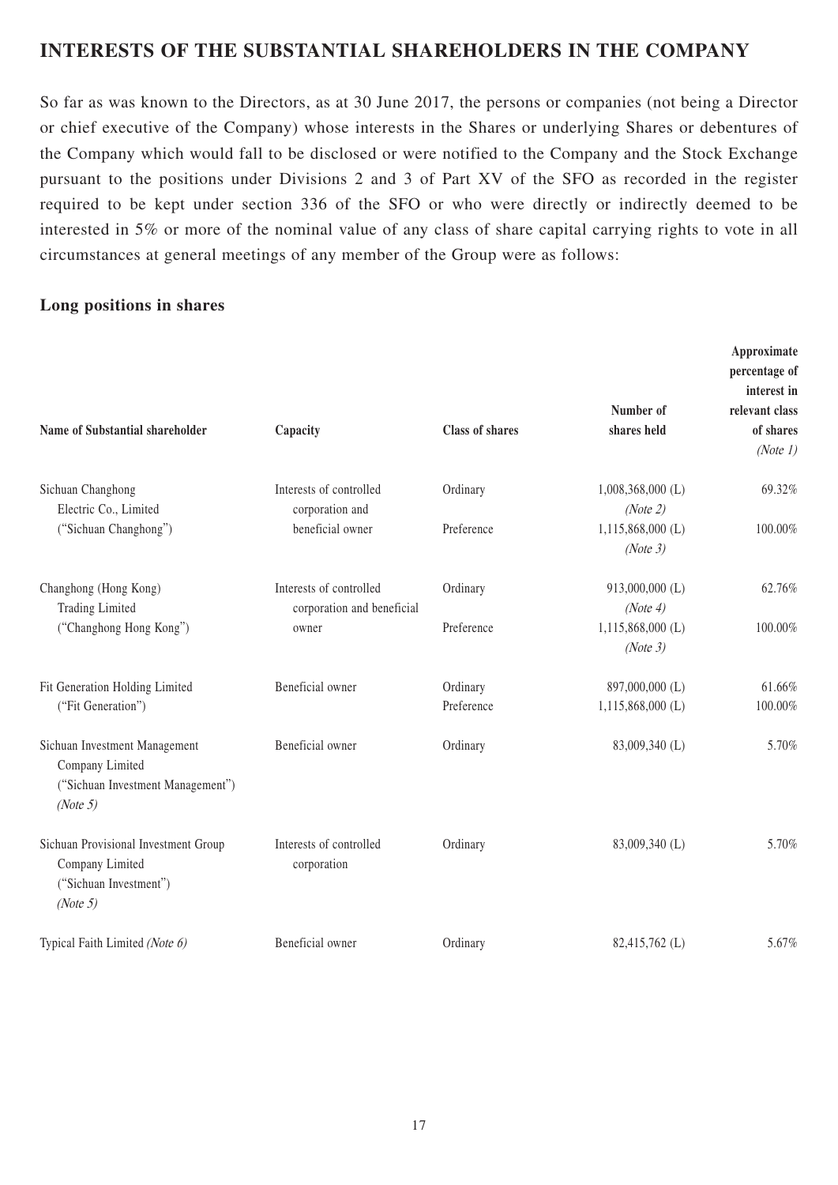## INTERESTS OF THE SUBSTANTIAL SHAREHOLDERS IN THE COMPANY

So far as was known to the Directors, as at 30 June 2017, the persons or companies (not being a Director or chief executive of the Company) whose interests in the Shares or underlying Shares or debentures of the Company which would fall to be disclosed or were notified to the Company and the Stock Exchange pursuant to the positions under Divisions 2 and 3 of Part XV of the SFO as recorded in the register required to be kept under section 336 of the SFO or who were directly or indirectly deemed to be interested in 5% or more of the nominal value of any class of share capital carrying rights to vote in all circumstances at general meetings of any member of the Group were as follows:

### Long positions in shares

| Name of Substantial shareholder | Capacity | Class of shares | Number of shares held | Approximate percentage of interest in relevant class of shares *(Note 1)* |
|---|---|---|---|---|
| Sichuan Changhong Electric Co., Limited ("Sichuan Changhong") | Interests of controlled corporation and beneficial owner | Ordinary | 1,008,368,000 (L) *(Note 2)* | 69.32% |
| | | Preference | 1,115,868,000 (L) *(Note 3)* | 100.00% |
| Changhong (Hong Kong) Trading Limited ("Changhong Hong Kong") | Interests of controlled corporation and beneficial owner | Ordinary | 913,000,000 (L) *(Note 4)* | 62.76% |
| | | Preference | 1,115,868,000 (L) *(Note 3)* | 100.00% |
| Fit Generation Holding Limited ("Fit Generation") | Beneficial owner | Ordinary | 897,000,000 (L) | 61.66% |
| | | Preference | 1,115,868,000 (L) | 100.00% |
| Sichuan Investment Management Company Limited ("Sichuan Investment Management") *(Note 5)* | Beneficial owner | Ordinary | 83,009,340 (L) | 5.70% |
| Sichuan Provisional Investment Group Company Limited ("Sichuan Investment") *(Note 5)* | Interests of controlled corporation | Ordinary | 83,009,340 (L) | 5.70% |
| Typical Faith Limited *(Note 6)* | Beneficial owner | Ordinary | 82,415,762 (L) | 5.67% |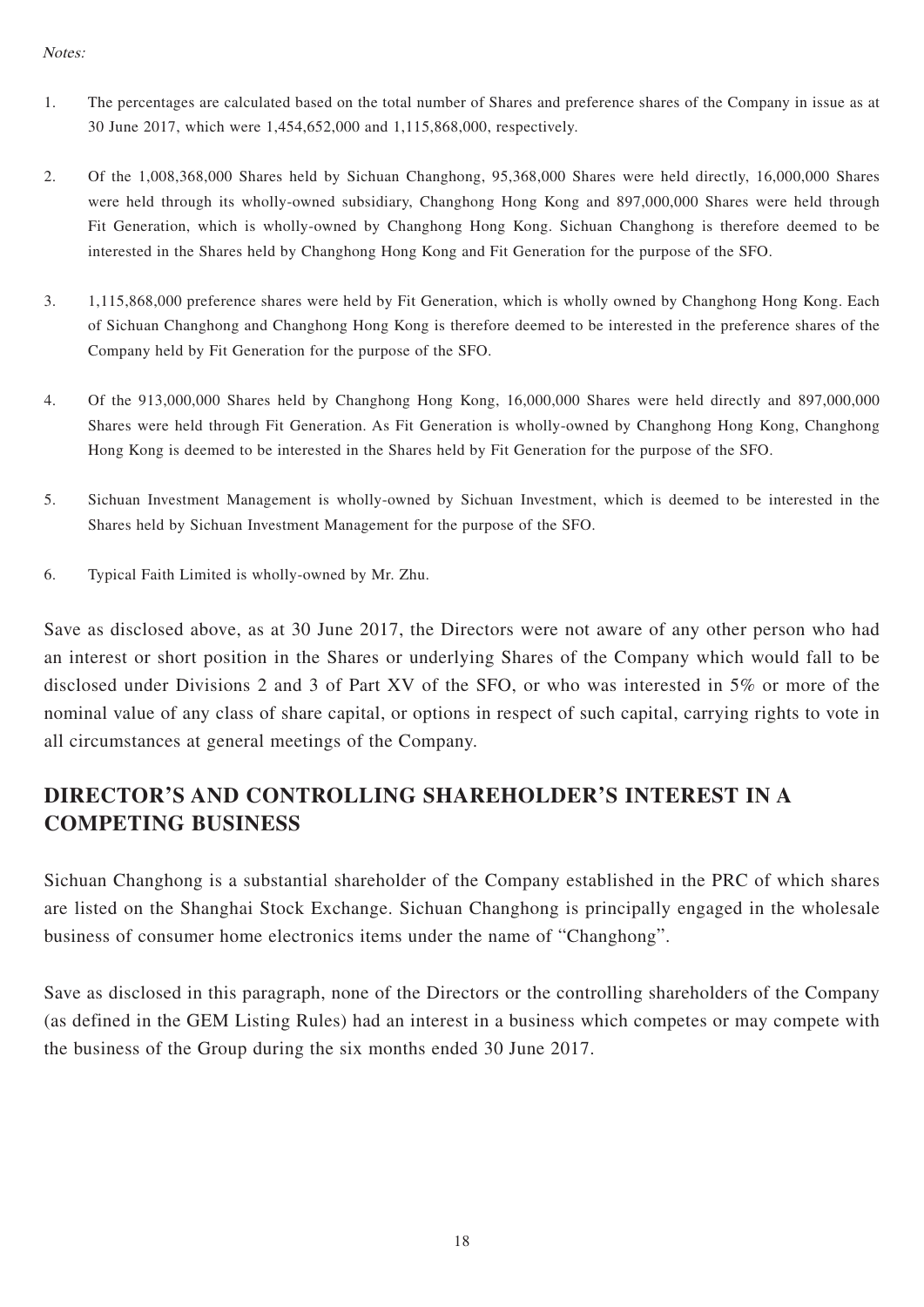*Notes:*

1. The percentages are calculated based on the total number of Shares and preference shares of the Company in issue as at 30 June 2017, which were 1,454,652,000 and 1,115,868,000, respectively.

2. Of the 1,008,368,000 Shares held by Sichuan Changhong, 95,368,000 Shares were held directly, 16,000,000 Shares were held through its wholly-owned subsidiary, Changhong Hong Kong and 897,000,000 Shares were held through Fit Generation, which is wholly-owned by Changhong Hong Kong. Sichuan Changhong is therefore deemed to be interested in the Shares held by Changhong Hong Kong and Fit Generation for the purpose of the SFO.

3. 1,115,868,000 preference shares were held by Fit Generation, which is wholly owned by Changhong Hong Kong. Each of Sichuan Changhong and Changhong Hong Kong is therefore deemed to be interested in the preference shares of the Company held by Fit Generation for the purpose of the SFO.

4. Of the 913,000,000 Shares held by Changhong Hong Kong, 16,000,000 Shares were held directly and 897,000,000 Shares were held through Fit Generation. As Fit Generation is wholly-owned by Changhong Hong Kong, Changhong Hong Kong is deemed to be interested in the Shares held by Fit Generation for the purpose of the SFO.

5. Sichuan Investment Management is wholly-owned by Sichuan Investment, which is deemed to be interested in the Shares held by Sichuan Investment Management for the purpose of the SFO.

6. Typical Faith Limited is wholly-owned by Mr. Zhu.

Save as disclosed above, as at 30 June 2017, the Directors were not aware of any other person who had an interest or short position in the Shares or underlying Shares of the Company which would fall to be disclosed under Divisions 2 and 3 of Part XV of the SFO, or who was interested in 5% or more of the nominal value of any class of share capital, or options in respect of such capital, carrying rights to vote in all circumstances at general meetings of the Company.

## DIRECTOR'S AND CONTROLLING SHAREHOLDER'S INTEREST IN A COMPETING BUSINESS

Sichuan Changhong is a substantial shareholder of the Company established in the PRC of which shares are listed on the Shanghai Stock Exchange. Sichuan Changhong is principally engaged in the wholesale business of consumer home electronics items under the name of "Changhong".

Save as disclosed in this paragraph, none of the Directors or the controlling shareholders of the Company (as defined in the GEM Listing Rules) had an interest in a business which competes or may compete with the business of the Group during the six months ended 30 June 2017.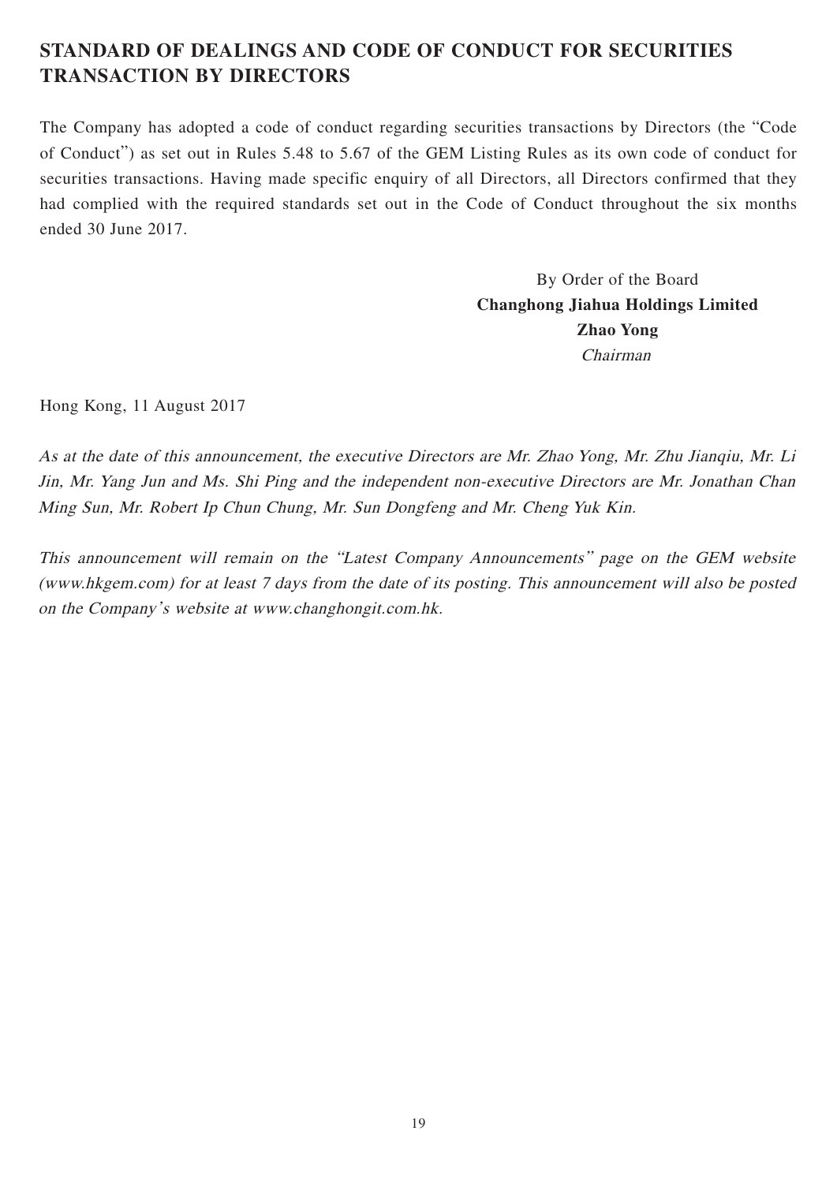## STANDARD OF DEALINGS AND CODE OF CONDUCT FOR SECURITIES TRANSACTION BY DIRECTORS

The Company has adopted a code of conduct regarding securities transactions by Directors (the "Code of Conduct") as set out in Rules 5.48 to 5.67 of the GEM Listing Rules as its own code of conduct for securities transactions. Having made specific enquiry of all Directors, all Directors confirmed that they had complied with the required standards set out in the Code of Conduct throughout the six months ended 30 June 2017.

By Order of the Board
**Changhong Jiahua Holdings Limited**
**Zhao Yong**
*Chairman*

Hong Kong, 11 August 2017

*As at the date of this announcement, the executive Directors are Mr. Zhao Yong, Mr. Zhu Jianqiu, Mr. Li Jin, Mr. Yang Jun and Ms. Shi Ping and the independent non-executive Directors are Mr. Jonathan Chan Ming Sun, Mr. Robert Ip Chun Chung, Mr. Sun Dongfeng and Mr. Cheng Yuk Kin.*

*This announcement will remain on the "Latest Company Announcements" page on the GEM website (www.hkgem.com) for at least 7 days from the date of its posting. This announcement will also be posted on the Company's website at www.changhongit.com.hk.*